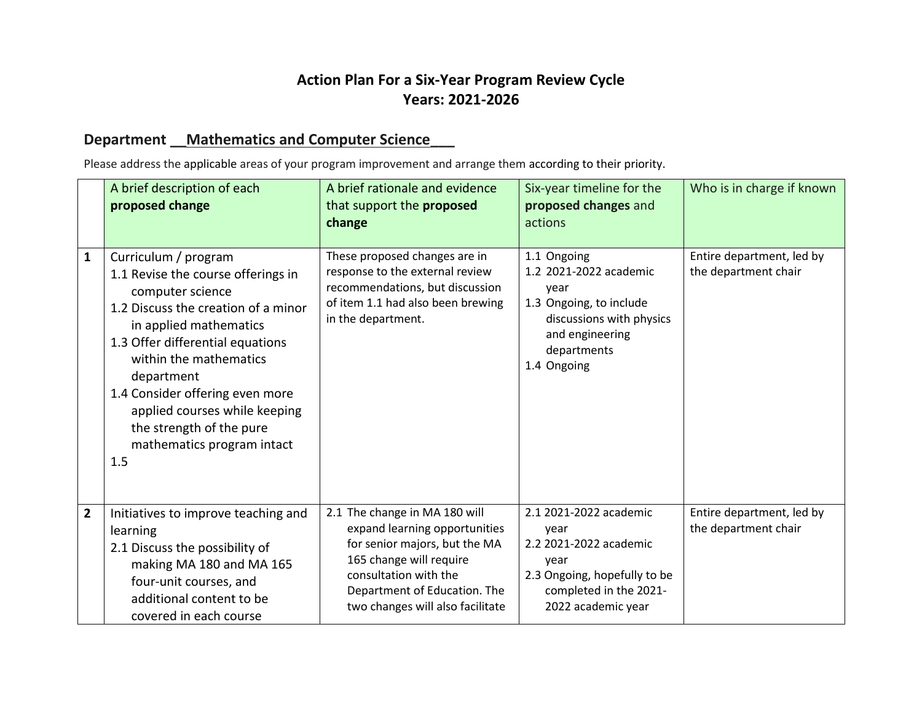# Action Plan For a Six-Year Program Review Cycle
# Years: 2021-2026

## Department __Mathematics and Computer Science___

Please address the applicable areas of your program improvement and arrange them according to their priority.

| | A brief description of each **proposed change** | A brief rationale and evidence that support the **proposed change** | Six-year timeline for the **proposed changes** and actions | Who is in charge if known |
|---|---|---|---|---|
| **1** | Curriculum / program<br>1.1 Revise the course offerings in computer science<br>1.2 Discuss the creation of a minor in applied mathematics<br>1.3 Offer differential equations within the mathematics department<br>1.4 Consider offering even more applied courses while keeping the strength of the pure mathematics program intact<br>1.5 | These proposed changes are in response to the external review recommendations, but discussion of item 1.1 had also been brewing in the department. | 1.1 Ongoing<br>1.2 2021-2022 academic year<br>1.3 Ongoing, to include discussions with physics and engineering departments<br>1.4 Ongoing | Entire department, led by the department chair |
| **2** | Initiatives to improve teaching and learning<br>2.1 Discuss the possibility of making MA 180 and MA 165 four-unit courses, and additional content to be covered in each course | 2.1 The change in MA 180 will expand learning opportunities for senior majors, but the MA 165 change will require consultation with the Department of Education. The two changes will also facilitate | 2.1 2021-2022 academic year<br>2.2 2021-2022 academic year<br>2.3 Ongoing, hopefully to be completed in the 2021-2022 academic year | Entire department, led by the department chair |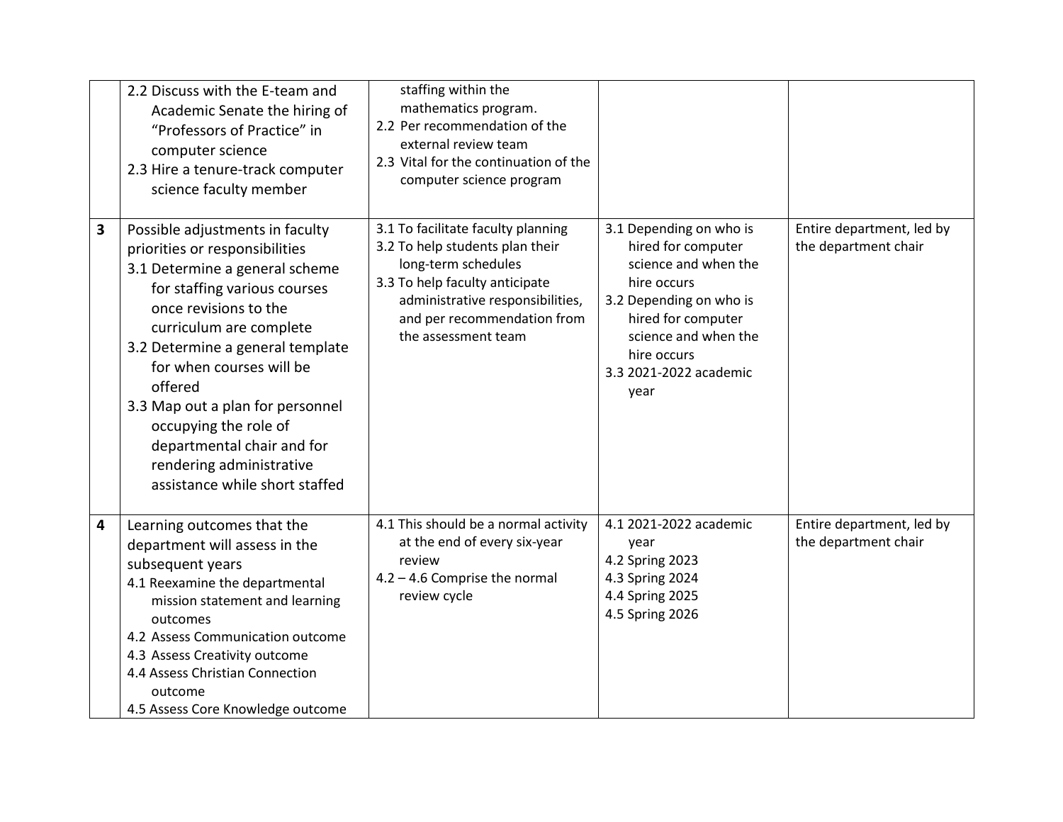| | | | | |
|---|---|---|---|---|
| | 2.2 Discuss with the E-team and Academic Senate the hiring of "Professors of Practice" in computer science<br>2.3 Hire a tenure-track computer science faculty member | staffing within the mathematics program.<br>2.2 Per recommendation of the external review team<br>2.3 Vital for the continuation of the computer science program | | |
| **3** | Possible adjustments in faculty priorities or responsibilities<br>3.1 Determine a general scheme for staffing various courses once revisions to the curriculum are complete<br>3.2 Determine a general template for when courses will be offered<br>3.3 Map out a plan for personnel occupying the role of departmental chair and for rendering administrative assistance while short staffed | 3.1 To facilitate faculty planning<br>3.2 To help students plan their long-term schedules<br>3.3 To help faculty anticipate administrative responsibilities, and per recommendation from the assessment team | 3.1 Depending on who is hired for computer science and when the hire occurs<br>3.2 Depending on who is hired for computer science and when the hire occurs<br>3.3 2021-2022 academic year | Entire department, led by the department chair |
| **4** | Learning outcomes that the department will assess in the subsequent years<br>4.1 Reexamine the departmental mission statement and learning outcomes<br>4.2 Assess Communication outcome<br>4.3 Assess Creativity outcome<br>4.4 Assess Christian Connection outcome<br>4.5 Assess Core Knowledge outcome | 4.1 This should be a normal activity at the end of every six-year review<br>4.2 – 4.6 Comprise the normal review cycle | 4.1 2021-2022 academic year<br>4.2 Spring 2023<br>4.3 Spring 2024<br>4.4 Spring 2025<br>4.5 Spring 2026 | Entire department, led by the department chair |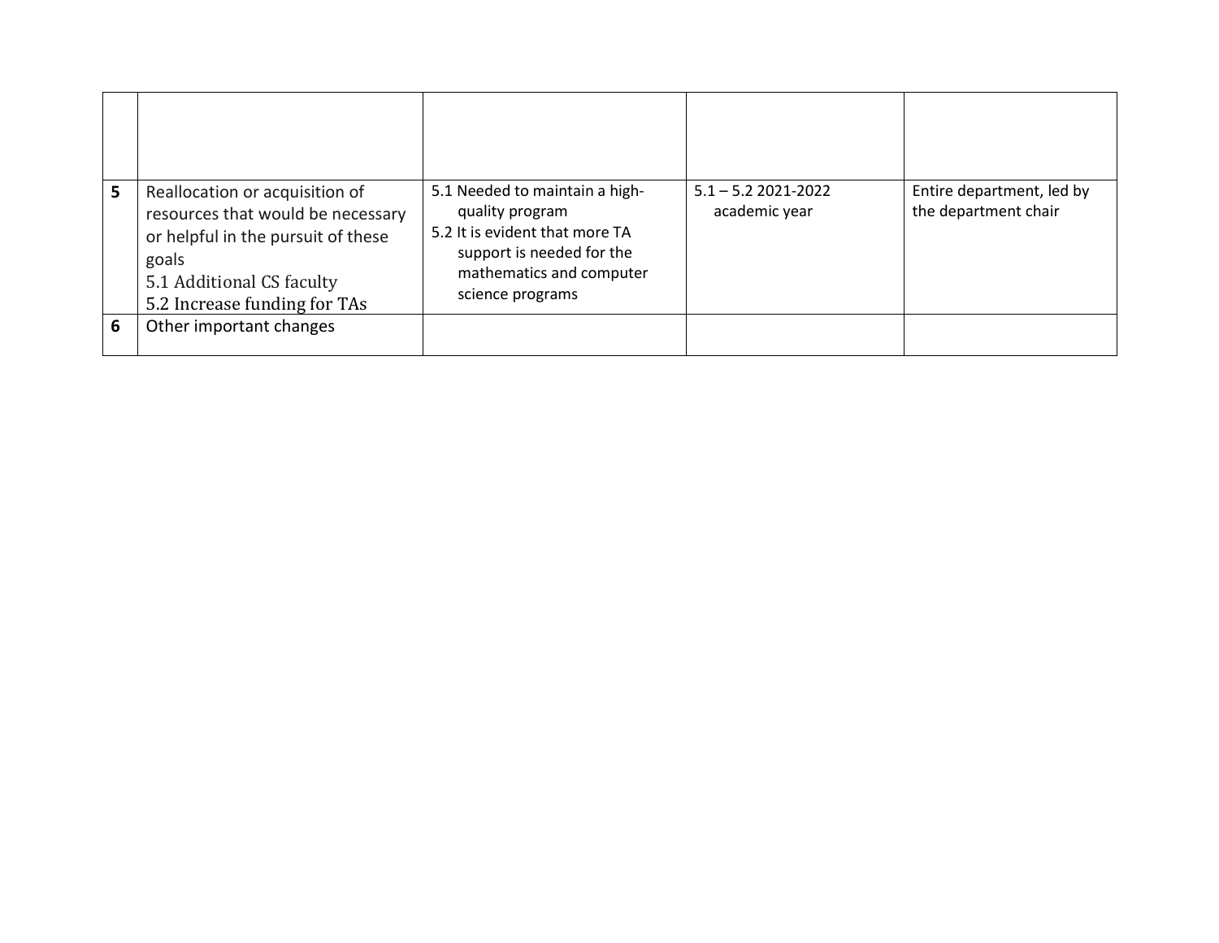| | | | | |
|---|---|---|---|---|
| | | | | |
| **5** | Reallocation or acquisition of resources that would be necessary or helpful in the pursuit of these goals<br>5.1 Additional CS faculty<br>5.2 Increase funding for TAs | 5.1 Needed to maintain a high-quality program<br>5.2 It is evident that more TA support is needed for the mathematics and computer science programs | 5.1 – 5.2 2021-2022 academic year | Entire department, led by the department chair |
| **6** | Other important changes | | | |